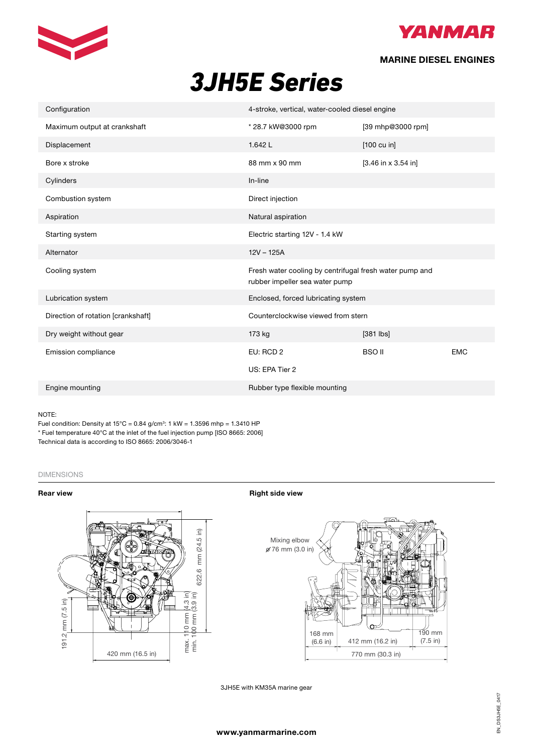**MARINE DIESEL ENGINES**

# 3JH5E Series

| | | | |
|---|---|---|---|
| Configuration | 4-stroke, vertical, water-cooled diesel engine | | |
| Maximum output at crankshaft | * 28.7 kW@3000 rpm | [39 mhp@3000 rpm] | |
| Displacement | 1.642 L | [100 cu in] | |
| Bore x stroke | 88 mm x 90 mm | [3.46 in x 3.54 in] | |
| Cylinders | In-line | | |
| Combustion system | Direct injection | | |
| Aspiration | Natural aspiration | | |
| Starting system | Electric starting 12V - 1.4 kW | | |
| Alternator | 12V – 125A | | |
| Cooling system | Fresh water cooling by centrifugal fresh water pump and rubber impeller sea water pump | | |
| Lubrication system | Enclosed, forced lubricating system | | |
| Direction of rotation [crankshaft] | Counterclockwise viewed from stern | | |
| Dry weight without gear | 173 kg | [381 lbs] | |
| Emission compliance | EU: RCD 2 | BSO II | EMC |
| | US: EPA Tier 2 | | |
| Engine mounting | Rubber type flexible mounting | | |

NOTE:
Fuel condition: Density at 15°C = 0.84 g/cm³: 1 kW = 1.3596 mhp = 1.3410 HP
* Fuel temperature 40°C at the inlet of the fuel injection pump [ISO 8665: 2006]
Technical data is according to ISO 8665: 2006/3046-1

## DIMENSIONS

**Rear view**

622.6 mm (24.5 in)
191.2 mm (7.5 in)
max. 110 mm (4.3 in)
min. 100 mm (3.9 in)
420 mm (16.5 in)

**Right side view**

Mixing elbow
⌀ 76 mm (3.0 in)
168 mm (6.6 in)
412 mm (16.2 in)
190 mm (7.5 in)
770 mm (30.3 in)

3JH5E with KM35A marine gear

www.yanmarmarine.com

EN_DS3JH5E_0417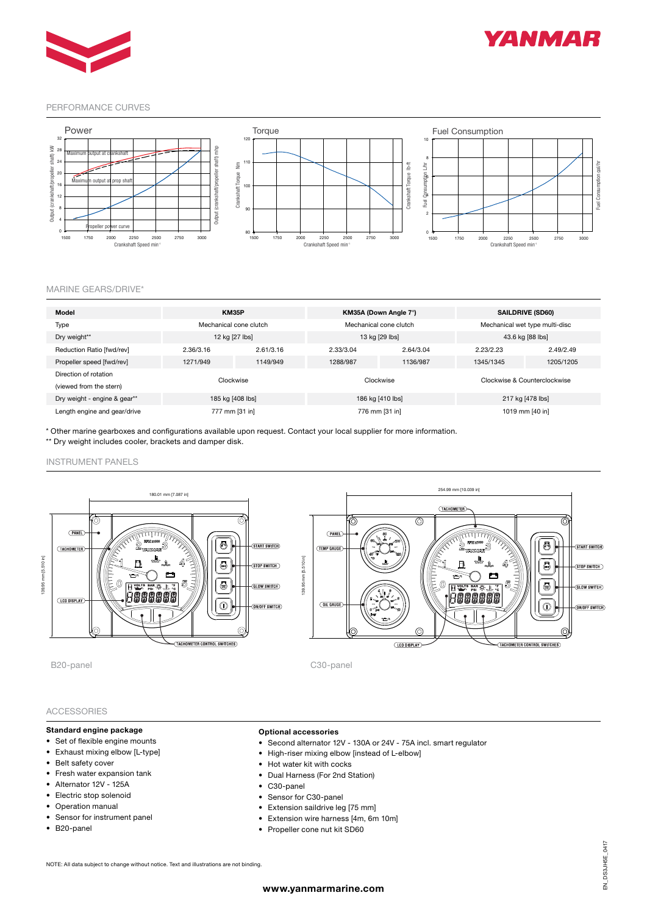## PERFORMANCE CURVES

Power

Output (crankshaft/propeller shaft) kW

Output (crankshaft/propeller shaft) mhp

32
28
24
20
16
12
8
4
0

Maximum output at crankshaft

Maximum output at prop shaft

Propeller power curve

1500 1750 2000 2250 2500 2750 3000

Crankshaft Speed min⁻¹

Torque

Crankshaft Torque Nm

Crankshaft Torque lb-ft

120
110
100
90
80

1500 1750 2000 2250 2500 2750 3000

Crankshaft Speed min⁻¹

Fuel Consumption

Fuel Consumption L/hr

Fuel Consumption gal/hr

10
8
6
4
2
0

1500 1750 2000 2250 2500 2750 3000

Crankshaft Speed min⁻¹

## MARINE GEARS/DRIVE*

| Model | KM35P | | KM35A (Down Angle 7°) | | SAILDRIVE (SD60) | |
|---|---|---|---|---|---|---|
| Type | Mechanical cone clutch | | Mechanical cone clutch | | Mechanical wet type multi-disc | |
| Dry weight** | 12 kg [27 lbs] | | 13 kg [29 lbs] | | 43.6 kg [88 lbs] | |
| Reduction Ratio [fwd/rev] | 2.36/3.16 | 2.61/3.16 | 2.33/3.04 | 2.64/3.04 | 2.23/2.23 | 2.49/2.49 |
| Propeller speed [fwd/rev] | 1271/949 | 1149/949 | 1288/987 | 1136/987 | 1345/1345 | 1205/1205 |
| Direction of rotation (viewed from the stern) | Clockwise | | Clockwise | | Clockwise & Counterclockwise | |
| Dry weight - engine & gear** | 185 kg [408 lbs] | | 186 kg [410 lbs] | | 217 kg [478 lbs] | |
| Length engine and gear/drive | 777 mm [31 in] | | 776 mm [31 in] | | 1019 mm [40 in] | |

\* Other marine gearboxes and configurations available upon request. Contact your local supplier for more information.

** Dry weight includes cooler, brackets and damper disk.

## INSTRUMENT PANELS

180.01 mm [7.087 in]

139.95 mm [5.510 in]

PANEL
TACHOMETER
LCD DISPLAY
START SWITCH
STOP SWITCH
GLOW SWITCH
ON/OFF SWITCH
TACHOMETER CONTROL SWITCHES

B20-panel

254.99 mm [10.039 in]

139.95 mm [5.510 in]

TACHOMETER
PANEL
TEMP GAUGE
OIL GAUGE
LCD DISPLAY
START SWITCH
STOP SWITCH
GLOW SWITCH
ON/OFF SWITCH
TACHOMETER CONTROL SWITCHES

C30-panel

## ACCESSORIES

**Standard engine package**

- Set of flexible engine mounts
- Exhaust mixing elbow [L-type]
- Belt safety cover
- Fresh water expansion tank
- Alternator 12V - 125A
- Electric stop solenoid
- Operation manual
- Sensor for instrument panel
- B20-panel

**Optional accessories**

- Second alternator 12V - 130A or 24V - 75A incl. smart regulator
- High-riser mixing elbow [instead of L-elbow]
- Hot water kit with cocks
- Dual Harness (For 2nd Station)
- C30-panel
- Sensor for C30-panel
- Extension saildrive leg [75 mm]
- Extension wire harness [4m, 6m 10m]
- Propeller cone nut kit SD60

NOTE: All data subject to change without notice. Text and illustrations are not binding.

EN_DS3JH5E_0417

www.yanmarmarine.com